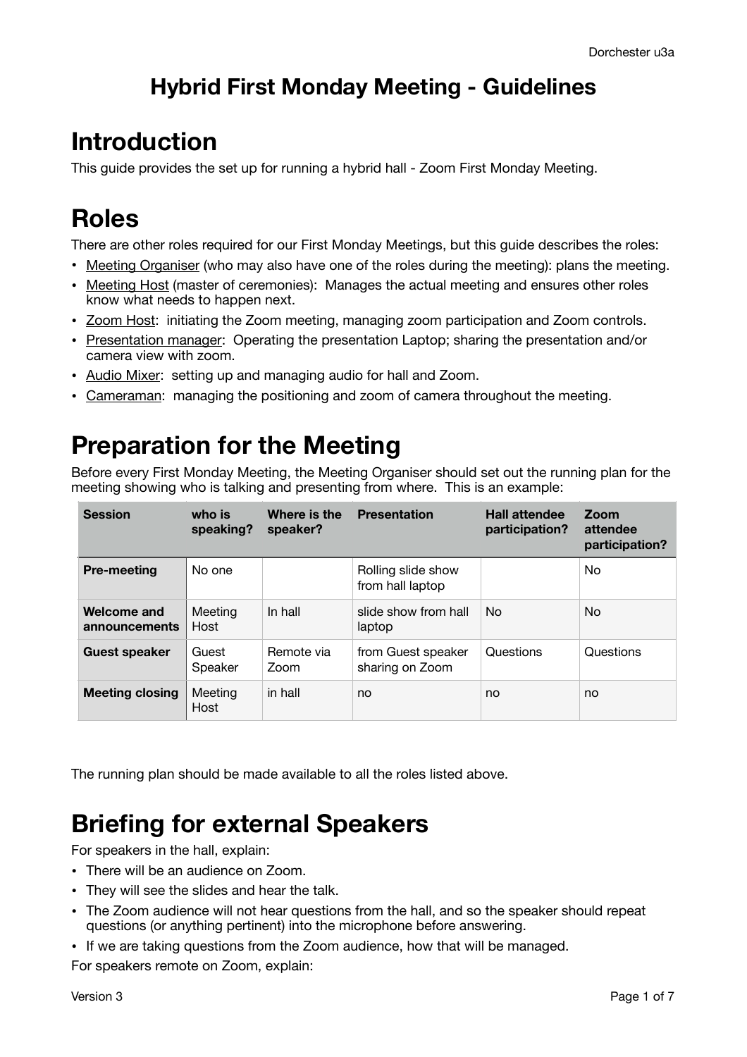# Hybrid First Monday Meeting - Guidelines

# Introduction

This guide provides the set up for running a hybrid hall - Zoom First Monday Meeting.

# Roles

There are other roles required for our First Monday Meetings, but this guide describes the roles:

- Meeting Organiser (who may also have one of the roles during the meeting): plans the meeting.
- Meeting Host (master of ceremonies): Manages the actual meeting and ensures other roles know what needs to happen next.
- Zoom Host: initiating the Zoom meeting, managing zoom participation and Zoom controls.
- Presentation manager: Operating the presentation Laptop; sharing the presentation and/or camera view with zoom.
- Audio Mixer: setting up and managing audio for hall and Zoom.
- Cameraman: managing the positioning and zoom of camera throughout the meeting.

# Preparation for the Meeting

Before every First Monday Meeting, the Meeting Organiser should set out the running plan for the meeting showing who is talking and presenting from where. This is an example:

| Session | who is speaking? | Where is the speaker? | Presentation | Hall attendee participation? | Zoom attendee participation? |
|---|---|---|---|---|---|
| **Pre-meeting** | No one | | Rolling slide show from hall laptop | | No |
| **Welcome and announcements** | Meeting Host | In hall | slide show from hall laptop | No | No |
| **Guest speaker** | Guest Speaker | Remote via Zoom | from Guest speaker sharing on Zoom | Questions | Questions |
| **Meeting closing** | Meeting Host | in hall | no | no | no |

The running plan should be made available to all the roles listed above.

# Briefing for external Speakers

For speakers in the hall, explain:

- There will be an audience on Zoom.
- They will see the slides and hear the talk.
- The Zoom audience will not hear questions from the hall, and so the speaker should repeat questions (or anything pertinent) into the microphone before answering.
- If we are taking questions from the Zoom audience, how that will be managed.

For speakers remote on Zoom, explain: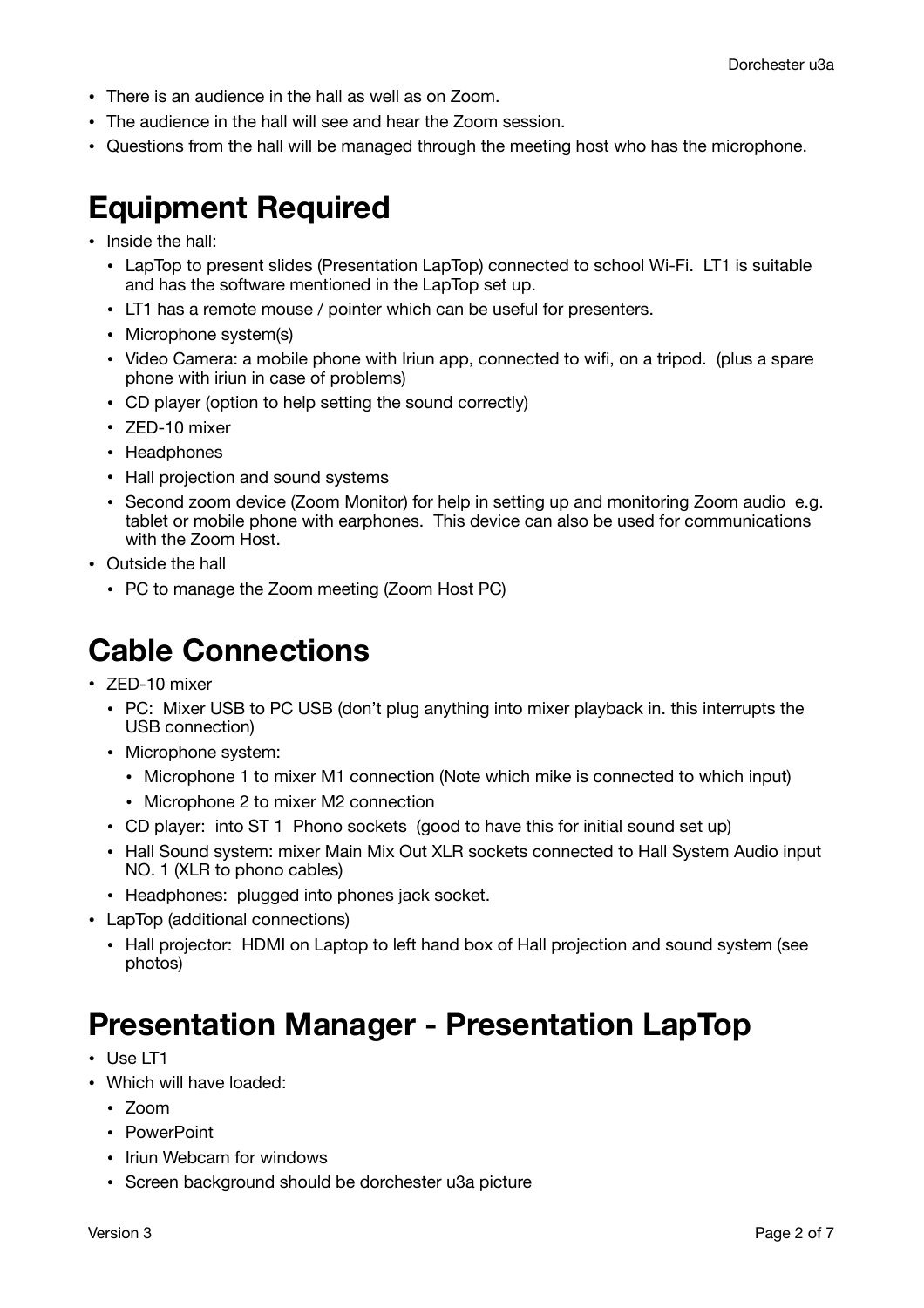- There is an audience in the hall as well as on Zoom.
- The audience in the hall will see and hear the Zoom session.
- Questions from the hall will be managed through the meeting host who has the microphone.

# Equipment Required

- Inside the hall:
  - LapTop to present slides (Presentation LapTop) connected to school Wi-Fi. LT1 is suitable and has the software mentioned in the LapTop set up.
  - LT1 has a remote mouse / pointer which can be useful for presenters.
  - Microphone system(s)
  - Video Camera: a mobile phone with Iriun app, connected to wifi, on a tripod. (plus a spare phone with iriun in case of problems)
  - CD player (option to help setting the sound correctly)
  - ZED-10 mixer
  - Headphones
  - Hall projection and sound systems
  - Second zoom device (Zoom Monitor) for help in setting up and monitoring Zoom audio e.g. tablet or mobile phone with earphones. This device can also be used for communications with the Zoom Host.
- Outside the hall
  - PC to manage the Zoom meeting (Zoom Host PC)

# Cable Connections

- ZED-10 mixer
  - PC: Mixer USB to PC USB (don't plug anything into mixer playback in. this interrupts the USB connection)
  - Microphone system:
    - Microphone 1 to mixer M1 connection (Note which mike is connected to which input)
    - Microphone 2 to mixer M2 connection
  - CD player: into ST 1 Phono sockets (good to have this for initial sound set up)
  - Hall Sound system: mixer Main Mix Out XLR sockets connected to Hall System Audio input NO. 1 (XLR to phono cables)
  - Headphones: plugged into phones jack socket.
- LapTop (additional connections)
  - Hall projector: HDMI on Laptop to left hand box of Hall projection and sound system (see photos)

# Presentation Manager - Presentation LapTop

- Use LT1
- Which will have loaded:
  - Zoom
  - PowerPoint
  - Iriun Webcam for windows
  - Screen background should be dorchester u3a picture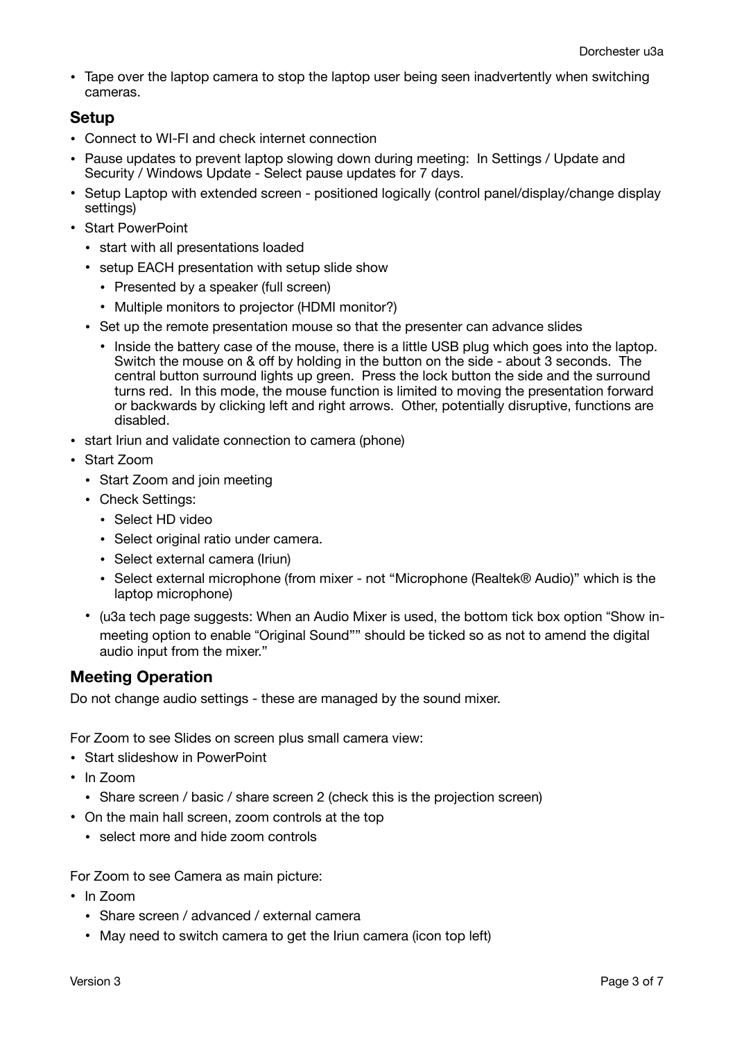- Tape over the laptop camera to stop the laptop user being seen inadvertently when switching cameras.

## Setup

- Connect to WI-FI and check internet connection
- Pause updates to prevent laptop slowing down during meeting: In Settings / Update and Security / Windows Update - Select pause updates for 7 days.
- Setup Laptop with extended screen - positioned logically (control panel/display/change display settings)
- Start PowerPoint
  - start with all presentations loaded
  - setup EACH presentation with setup slide show
    - Presented by a speaker (full screen)
    - Multiple monitors to projector (HDMI monitor?)
  - Set up the remote presentation mouse so that the presenter can advance slides
    - Inside the battery case of the mouse, there is a little USB plug which goes into the laptop. Switch the mouse on & off by holding in the button on the side - about 3 seconds. The central button surround lights up green. Press the lock button the side and the surround turns red. In this mode, the mouse function is limited to moving the presentation forward or backwards by clicking left and right arrows. Other, potentially disruptive, functions are disabled.
- start Iriun and validate connection to camera (phone)
- Start Zoom
  - Start Zoom and join meeting
  - Check Settings:
    - Select HD video
    - Select original ratio under camera.
    - Select external camera (Iriun)
    - Select external microphone (from mixer - not "Microphone (Realtek® Audio)" which is the laptop microphone)
  - (u3a tech page suggests: When an Audio Mixer is used, the bottom tick box option "Show in-meeting option to enable "Original Sound"" should be ticked so as not to amend the digital audio input from the mixer."

## Meeting Operation

Do not change audio settings - these are managed by the sound mixer.

For Zoom to see Slides on screen plus small camera view:

- Start slideshow in PowerPoint
- In Zoom
  - Share screen / basic / share screen 2 (check this is the projection screen)
- On the main hall screen, zoom controls at the top
  - select more and hide zoom controls

For Zoom to see Camera as main picture:

- In Zoom
  - Share screen / advanced / external camera
  - May need to switch camera to get the Iriun camera (icon top left)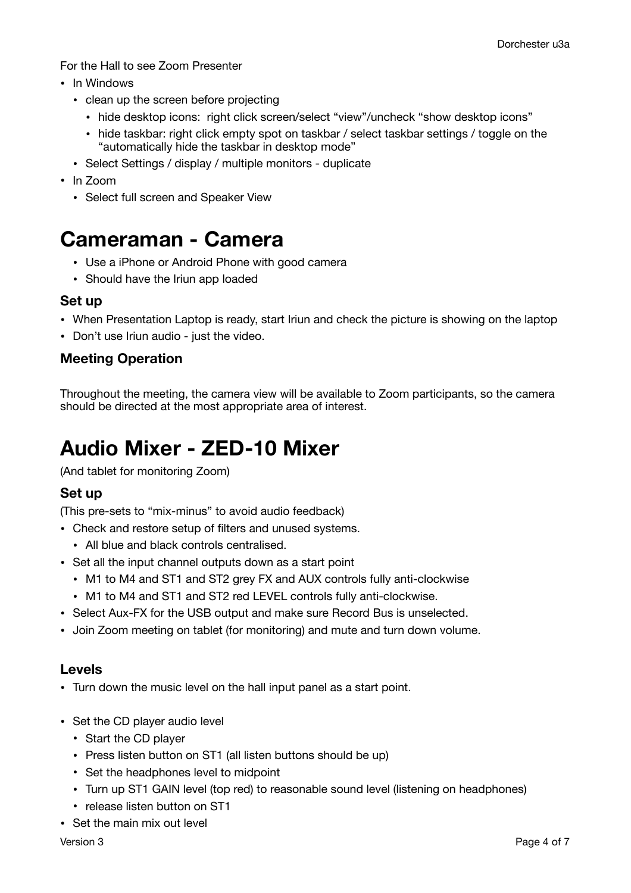For the Hall to see Zoom Presenter

- In Windows
    - clean up the screen before projecting
        - hide desktop icons:  right click screen/select “view”/uncheck “show desktop icons”
        - hide taskbar: right click empty spot on taskbar / select taskbar settings / toggle on the “automatically hide the taskbar in desktop mode”
    - Select Settings / display / multiple monitors - duplicate
- In Zoom
    - Select full screen and Speaker View

# Cameraman - Camera

- Use a iPhone or Android Phone with good camera
- Should have the Iriun app loaded

### Set up

- When Presentation Laptop is ready, start Iriun and check the picture is showing on the laptop
- Don’t use Iriun audio - just the video.

### Meeting Operation

Throughout the meeting, the camera view will be available to Zoom participants, so the camera should be directed at the most appropriate area of interest.

# Audio Mixer - ZED-10 Mixer

(And tablet for monitoring Zoom)

### Set up

(This pre-sets to “mix-minus” to avoid audio feedback)

- Check and restore setup of filters and unused systems.
    - All blue and black controls centralised.
- Set all the input channel outputs down as a start point
    - M1 to M4 and ST1 and ST2 grey FX and AUX controls fully anti-clockwise
    - M1 to M4 and ST1 and ST2 red LEVEL controls fully anti-clockwise.
- Select Aux-FX for the USB output and make sure Record Bus is unselected.
- Join Zoom meeting on tablet (for monitoring) and mute and turn down volume.

### Levels

- Turn down the music level on the hall input panel as a start point.

- Set the CD player audio level
    - Start the CD player
    - Press listen button on ST1 (all listen buttons should be up)
    - Set the headphones level to midpoint
    - Turn up ST1 GAIN level (top red) to reasonable sound level (listening on headphones)
    - release listen button on ST1
- Set the main mix out level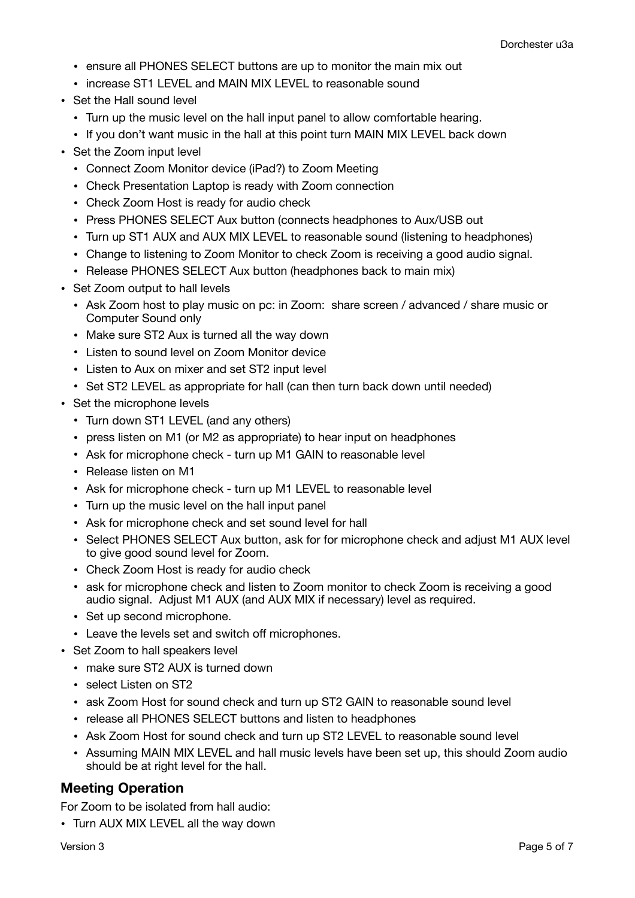- ensure all PHONES SELECT buttons are up to monitor the main mix out
  - increase ST1 LEVEL and MAIN MIX LEVEL to reasonable sound
- Set the Hall sound level
  - Turn up the music level on the hall input panel to allow comfortable hearing.
  - If you don't want music in the hall at this point turn MAIN MIX LEVEL back down
- Set the Zoom input level
  - Connect Zoom Monitor device (iPad?) to Zoom Meeting
  - Check Presentation Laptop is ready with Zoom connection
  - Check Zoom Host is ready for audio check
  - Press PHONES SELECT Aux button (connects headphones to Aux/USB out
  - Turn up ST1 AUX and AUX MIX LEVEL to reasonable sound (listening to headphones)
  - Change to listening to Zoom Monitor to check Zoom is receiving a good audio signal.
  - Release PHONES SELECT Aux button (headphones back to main mix)
- Set Zoom output to hall levels
  - Ask Zoom host to play music on pc: in Zoom: share screen / advanced / share music or Computer Sound only
  - Make sure ST2 Aux is turned all the way down
  - Listen to sound level on Zoom Monitor device
  - Listen to Aux on mixer and set ST2 input level
  - Set ST2 LEVEL as appropriate for hall (can then turn back down until needed)
- Set the microphone levels
  - Turn down ST1 LEVEL (and any others)
  - press listen on M1 (or M2 as appropriate) to hear input on headphones
  - Ask for microphone check - turn up M1 GAIN to reasonable level
  - Release listen on M1
  - Ask for microphone check - turn up M1 LEVEL to reasonable level
  - Turn up the music level on the hall input panel
  - Ask for microphone check and set sound level for hall
  - Select PHONES SELECT Aux button, ask for for microphone check and adjust M1 AUX level to give good sound level for Zoom.
  - Check Zoom Host is ready for audio check
  - ask for microphone check and listen to Zoom monitor to check Zoom is receiving a good audio signal. Adjust M1 AUX (and AUX MIX if necessary) level as required.
  - Set up second microphone.
  - Leave the levels set and switch off microphones.
- Set Zoom to hall speakers level
  - make sure ST2 AUX is turned down
  - select Listen on ST2
  - ask Zoom Host for sound check and turn up ST2 GAIN to reasonable sound level
  - release all PHONES SELECT buttons and listen to headphones
  - Ask Zoom Host for sound check and turn up ST2 LEVEL to reasonable sound level
  - Assuming MAIN MIX LEVEL and hall music levels have been set up, this should Zoom audio should be at right level for the hall.

## Meeting Operation

For Zoom to be isolated from hall audio:

- Turn AUX MIX LEVEL all the way down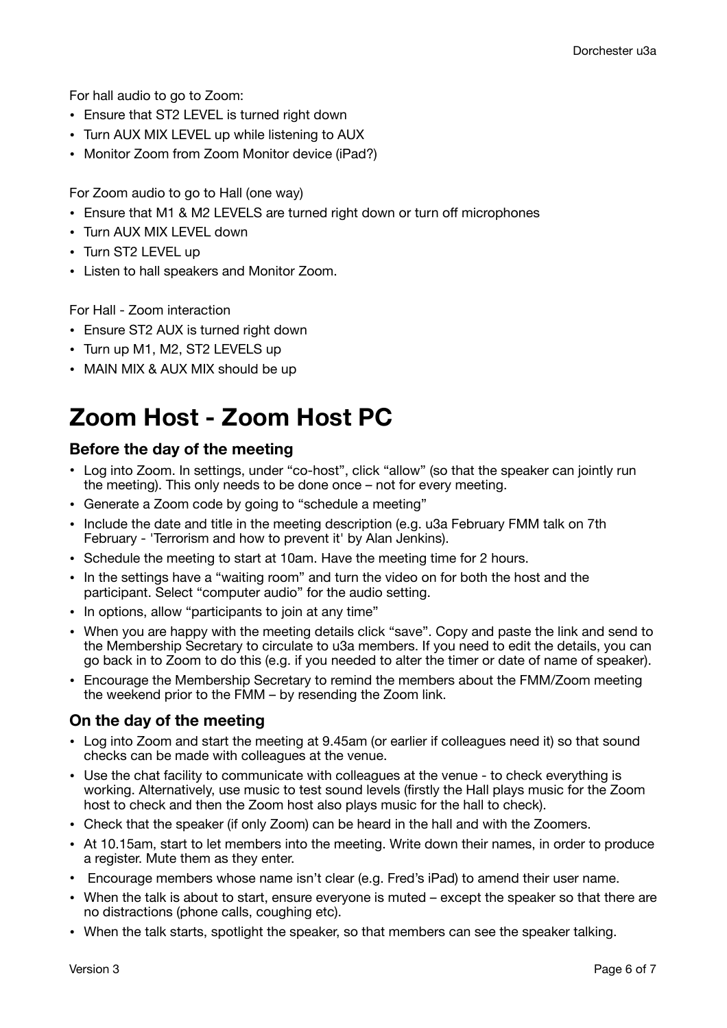For hall audio to go to Zoom:

- Ensure that ST2 LEVEL is turned right down
- Turn AUX MIX LEVEL up while listening to AUX
- Monitor Zoom from Zoom Monitor device (iPad?)

For Zoom audio to go to Hall (one way)

- Ensure that M1 & M2 LEVELS are turned right down or turn off microphones
- Turn AUX MIX LEVEL down
- Turn ST2 LEVEL up
- Listen to hall speakers and Monitor Zoom.

For Hall - Zoom interaction

- Ensure ST2 AUX is turned right down
- Turn up M1, M2, ST2 LEVELS up
- MAIN MIX & AUX MIX should be up

# Zoom Host - Zoom Host PC

### Before the day of the meeting

- Log into Zoom. In settings, under "co-host", click "allow" (so that the speaker can jointly run the meeting). This only needs to be done once – not for every meeting.
- Generate a Zoom code by going to "schedule a meeting"
- Include the date and title in the meeting description (e.g. u3a February FMM talk on 7th February - 'Terrorism and how to prevent it' by Alan Jenkins).
- Schedule the meeting to start at 10am. Have the meeting time for 2 hours.
- In the settings have a "waiting room" and turn the video on for both the host and the participant. Select "computer audio" for the audio setting.
- In options, allow "participants to join at any time"
- When you are happy with the meeting details click "save". Copy and paste the link and send to the Membership Secretary to circulate to u3a members. If you need to edit the details, you can go back in to Zoom to do this (e.g. if you needed to alter the timer or date of name of speaker).
- Encourage the Membership Secretary to remind the members about the FMM/Zoom meeting the weekend prior to the FMM – by resending the Zoom link.

### On the day of the meeting

- Log into Zoom and start the meeting at 9.45am (or earlier if colleagues need it) so that sound checks can be made with colleagues at the venue.
- Use the chat facility to communicate with colleagues at the venue - to check everything is working. Alternatively, use music to test sound levels (firstly the Hall plays music for the Zoom host to check and then the Zoom host also plays music for the hall to check).
- Check that the speaker (if only Zoom) can be heard in the hall and with the Zoomers.
- At 10.15am, start to let members into the meeting. Write down their names, in order to produce a register. Mute them as they enter.
- Encourage members whose name isn't clear (e.g. Fred's iPad) to amend their user name.
- When the talk is about to start, ensure everyone is muted – except the speaker so that there are no distractions (phone calls, coughing etc).
- When the talk starts, spotlight the speaker, so that members can see the speaker talking.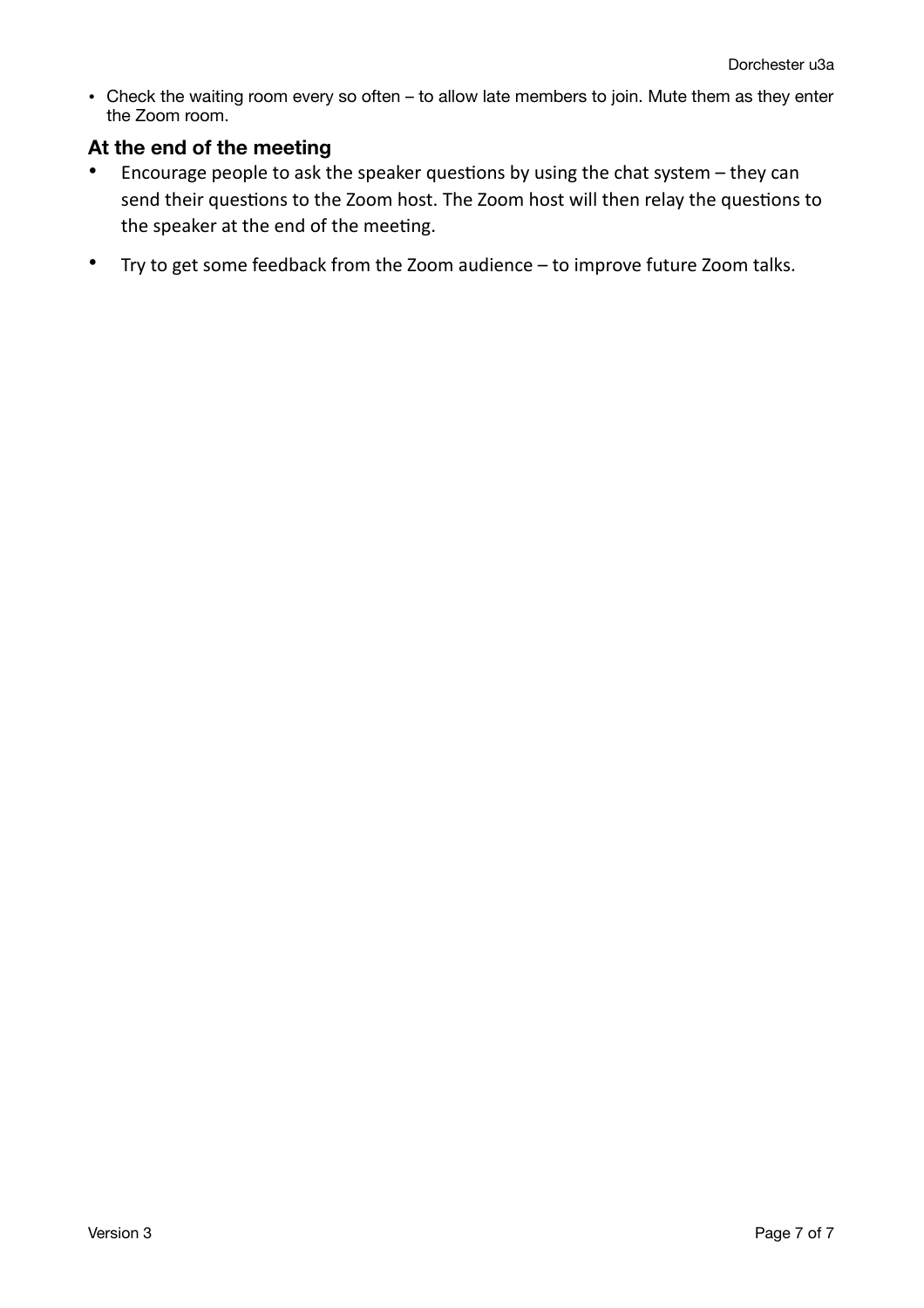- Check the waiting room every so often – to allow late members to join. Mute them as they enter the Zoom room.

### At the end of the meeting

- Encourage people to ask the speaker questions by using the chat system – they can send their questions to the Zoom host. The Zoom host will then relay the questions to the speaker at the end of the meeting.
- Try to get some feedback from the Zoom audience – to improve future Zoom talks.